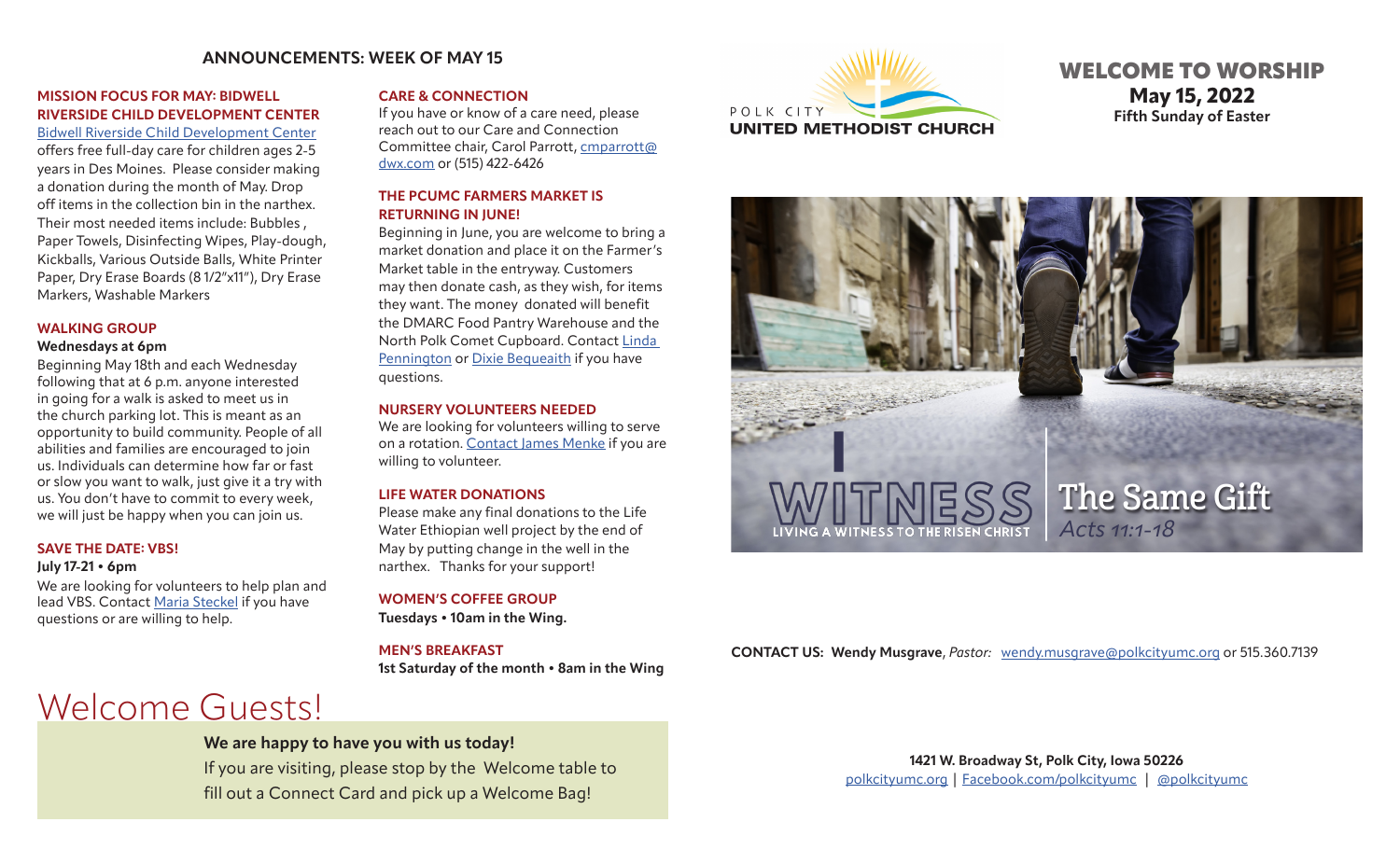## ANNOUNCEMENTS: WEEK OF MAY 15

### MISSION FOCUS FOR MAY: BIDWELL RIVERSIDE CHILD DEVELOPMENT CENTER

Bidwell Riverside Child Development Center offers free full-day care for children ages 2-5 years in Des Moines. Please consider making a donation during the month of May. Drop off items in the collection bin in the narthex. Their most needed items include: Bubbles , Paper Towels, Disinfecting Wipes, Play-dough, Kickballs, Various Outside Balls, White Printer Paper, Dry Erase Boards (8 1/2"x11"), Dry Erase Markers, Washable Markers

### WALKING GROUP

**Wednesdays at 6pm**

Beginning May 18th and each Wednesday following that at 6 p.m. anyone interested in going for a walk is asked to meet us in the church parking lot. This is meant as an opportunity to build community. People of all abilities and families are encouraged to join us. Individuals can determine how far or fast or slow you want to walk, just give it a try with us. You don't have to commit to every week, we will just be happy when you can join us.

### SAVE THE DATE: VBS!

**July 17-21 • 6pm**

We are looking for volunteers to help plan and lead VBS. Contact Maria Steckel if you have questions or are willing to help.

### CARE & CONNECTION

If you have or know of a care need, please reach out to our Care and Connection Committee chair, Carol Parrott, cmparrott@dwx.com or (515) 422-6426

### THE PCUMC FARMERS MARKET IS RETURNING IN JUNE!

Beginning in June, you are welcome to bring a market donation and place it on the Farmer's Market table in the entryway. Customers may then donate cash, as they wish, for items they want. The money donated will benefit the DMARC Food Pantry Warehouse and the North Polk Comet Cupboard. Contact Linda Pennington or Dixie Bequeaith if you have questions.

### NURSERY VOLUNTEERS NEEDED

We are looking for volunteers willing to serve on a rotation. Contact James Menke if you are willing to volunteer.

### LIFE WATER DONATIONS

Please make any final donations to the Life Water Ethiopian well project by the end of May by putting change in the well in the narthex. Thanks for your support!

### WOMEN'S COFFEE GROUP

**Tuesdays • 10am in the Wing.**

### MEN'S BREAKFAST

**1st Saturday of the month • 8am in the Wing**

# Welcome Guests!

**We are happy to have you with us today!**
If you are visiting, please stop by the Welcome table to fill out a Connect Card and pick up a Welcome Bag!

POLK CITY
UNITED METHODIST CHURCH

# WELCOME TO WORSHIP

**May 15, 2022**
**Fifth Sunday of Easter**

WITNESS
LIVING A WITNESS TO THE RISEN CHRIST

The Same Gift
*Acts 11:1-18*

**CONTACT US: Wendy Musgrave**, *Pastor:* wendy.musgrave@polkcityumc.org or 515.360.7139

**1421 W. Broadway St, Polk City, Iowa 50226**
polkcityumc.org | Facebook.com/polkcityumc | @polkcityumc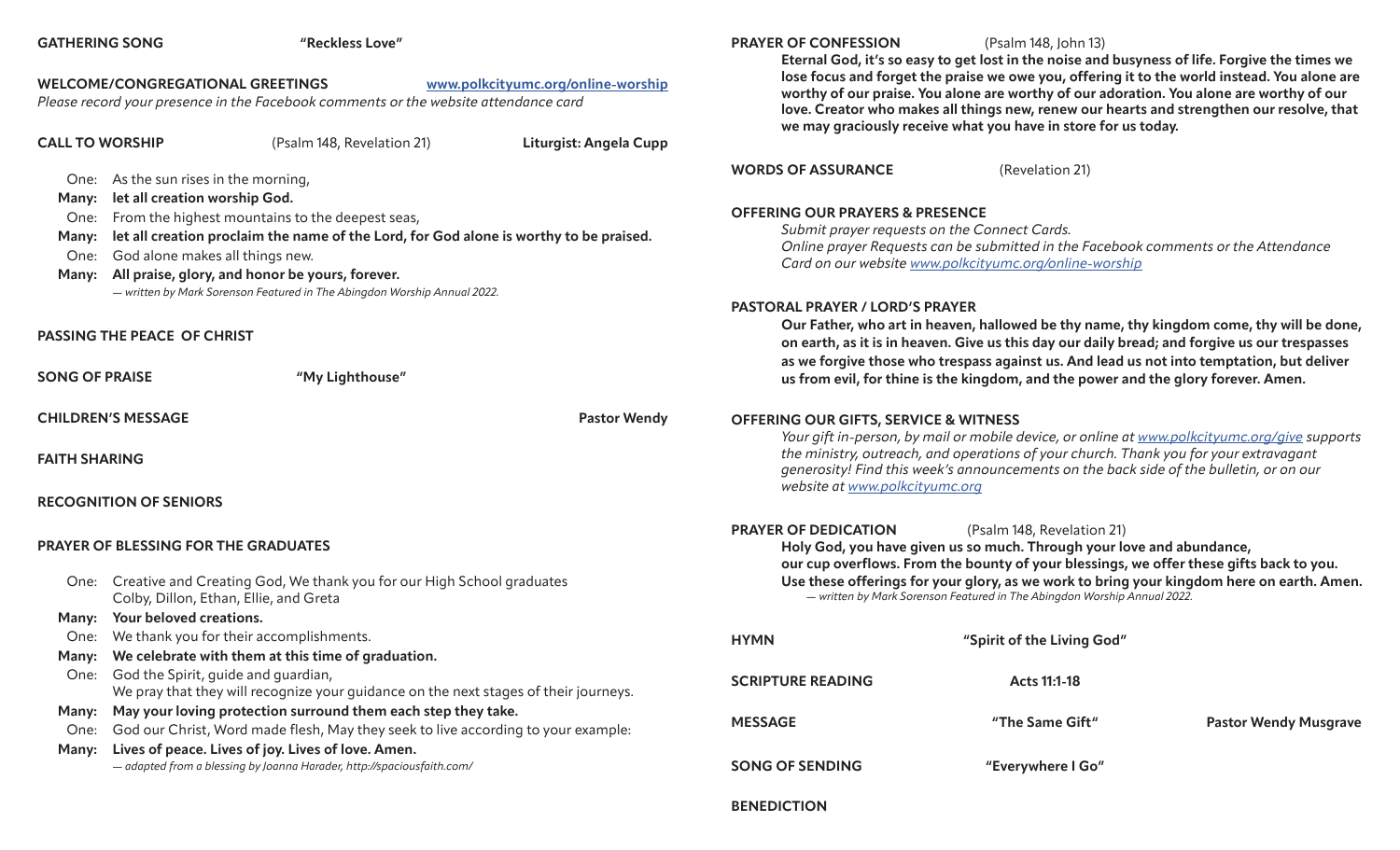**GATHERING SONG** "Reckless Love"

**WELCOME/CONGREGATIONAL GREETINGS** www.polkcityumc.org/online-worship

*Please record your presence in the Facebook comments or the website attendance card*

**CALL TO WORSHIP** (Psalm 148, Revelation 21) **Liturgist: Angela Cupp**

One: As the sun rises in the morning,
**Many: let all creation worship God.**
One: From the highest mountains to the deepest seas,
**Many: let all creation proclaim the name of the Lord, for God alone is worthy to be praised.**
One: God alone makes all things new.
**Many: All praise, glory, and honor be yours, forever.**

*— written by Mark Sorenson Featured in The Abingdon Worship Annual 2022.*

**PASSING THE PEACE OF CHRIST**

**SONG OF PRAISE** "My Lighthouse"

**CHILDREN'S MESSAGE** **Pastor Wendy**

**FAITH SHARING**

**RECOGNITION OF SENIORS**

**PRAYER OF BLESSING FOR THE GRADUATES**

One: Creative and Creating God, We thank you for our High School graduates Colby, Dillon, Ethan, Ellie, and Greta
**Many: Your beloved creations.**
One: We thank you for their accomplishments.
**Many: We celebrate with them at this time of graduation.**
One: God the Spirit, guide and guardian, We pray that they will recognize your guidance on the next stages of their journeys.
**Many: May your loving protection surround them each step they take.**
One: God our Christ, Word made flesh, May they seek to live according to your example:
**Many: Lives of peace. Lives of joy. Lives of love. Amen.**

*— adapted from a blessing by Joanna Harader, http://spaciousfaith.com/*

**PRAYER OF CONFESSION** (Psalm 148, John 13)

**Eternal God, it's so easy to get lost in the noise and busyness of life. Forgive the times we lose focus and forget the praise we owe you, offering it to the world instead. You alone are worthy of our praise. You alone are worthy of our adoration. You alone are worthy of our love. Creator who makes all things new, renew our hearts and strengthen our resolve, that we may graciously receive what you have in store for us today.**

**WORDS OF ASSURANCE** (Revelation 21)

**OFFERING OUR PRAYERS & PRESENCE**

*Submit prayer requests on the Connect Cards.*
*Online prayer Requests can be submitted in the Facebook comments or the Attendance Card on our website www.polkcityumc.org/online-worship*

**PASTORAL PRAYER / LORD'S PRAYER**

**Our Father, who art in heaven, hallowed be thy name, thy kingdom come, thy will be done, on earth, as it is in heaven. Give us this day our daily bread; and forgive us our trespasses as we forgive those who trespass against us. And lead us not into temptation, but deliver us from evil, for thine is the kingdom, and the power and the glory forever. Amen.**

**OFFERING OUR GIFTS, SERVICE & WITNESS**

*Your gift in-person, by mail or mobile device, or online at www.polkcityumc.org/give supports the ministry, outreach, and operations of your church. Thank you for your extravagant generosity! Find this week's announcements on the back side of the bulletin, or on our website at www.polkcityumc.org*

**PRAYER OF DEDICATION** (Psalm 148, Revelation 21)

**Holy God, you have given us so much. Through your love and abundance, our cup overflows. From the bounty of your blessings, we offer these gifts back to you. Use these offerings for your glory, as we work to bring your kingdom here on earth. Amen.**

*— written by Mark Sorenson Featured in The Abingdon Worship Annual 2022.*

**HYMN** "Spirit of the Living God"

**SCRIPTURE READING** **Acts 11:1-18**

**MESSAGE** **"The Same Gift"** **Pastor Wendy Musgrave**

**SONG OF SENDING** **"Everywhere I Go"**

**BENEDICTION**